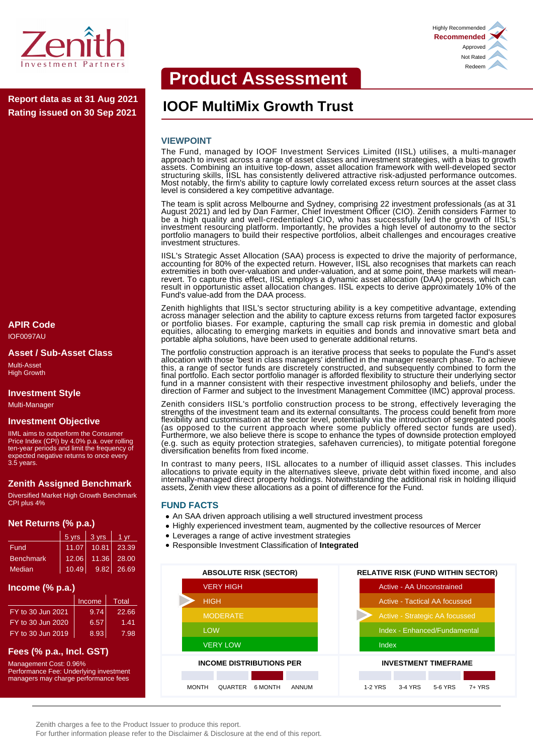Zenith Investment Partners

Highly Recommended
**Recommended**
Approved
Not Rated
Redeem

# Product Assessment

**Report data as at 31 Aug 2021**
**Rating issued on 30 Sep 2021**

## IOOF MultiMix Growth Trust

### VIEWPOINT

The Fund, managed by IOOF Investment Services Limited (IISL) utilises, a multi-manager approach to invest across a range of asset classes and investment strategies, with a bias to growth assets. Combining an intuitive top-down, asset allocation framework with well-developed sector structuring skills, IISL has consistently delivered attractive risk-adjusted performance outcomes. Most notably, the firm's ability to capture lowly correlated excess return sources at the asset class level is considered a key competitive advantage.

The team is split across Melbourne and Sydney, comprising 22 investment professionals (as at 31 August 2021) and led by Dan Farmer, Chief Investment Officer (CIO). Zenith considers Farmer to be a high quality and well-credentialed CIO, who has successfully led the growth of IISL's investment resourcing platform. Importantly, he provides a high level of autonomy to the sector portfolio managers to build their respective portfolios, albeit challenges and encourages creative investment structures.

IISL's Strategic Asset Allocation (SAA) process is expected to drive the majority of performance, accounting for 80% of the expected return. However, IISL also recognises that markets can reach extremities in both over-valuation and under-valuation, and at some point, these markets will mean-revert. To capture this effect, IISL employs a dynamic asset allocation (DAA) process, which can result in opportunistic asset allocation changes. IISL expects to derive approximately 10% of the Fund's value-add from the DAA process.

Zenith highlights that IISL's sector structuring ability is a key competitive advantage, extending across manager selection and the ability to capture excess returns from targeted factor exposures or portfolio biases. For example, capturing the small cap risk premia in domestic and global equities, allocating to emerging markets in equities and bonds and innovative smart beta and portable alpha solutions, have been used to generate additional returns.

The portfolio construction approach is an iterative process that seeks to populate the Fund's asset allocation with those 'best in class managers' identified in the manager research phase. To achieve this, a range of sector funds are discretely constructed, and subsequently combined to form the final portfolio. Each sector portfolio manager is afforded flexibility to structure their underlying sector fund in a manner consistent with their respective investment philosophy and beliefs, under the direction of Farmer and subject to the Investment Management Committee (IMC) approval process.

Zenith considers IISL's portfolio construction process to be strong, effectively leveraging the strengths of the investment team and its external consultants. The process could benefit from more flexibility and customisation at the sector level, potentially via the introduction of segregated pools (as opposed to the current approach where some publicly offered sector funds are used). Furthermore, we also believe there is scope to enhance the types of downside protection employed (e.g. such as equity protection strategies, safehaven currencies), to mitigate potential foregone diversification benefits from fixed income.

In contrast to many peers, IISL allocates to a number of illiquid asset classes. This includes allocations to private equity in the alternatives sleeve, private debt within fixed income, and also internally-managed direct property holdings. Notwithstanding the additional risk in holding illiquid assets, Zenith view these allocations as a point of difference for the Fund.

### FUND FACTS

- An SAA driven approach utilising a well structured investment process
- Highly experienced investment team, augmented by the collective resources of Mercer
- Leverages a range of active investment strategies
- Responsible Investment Classification of **Integrated**

| ABSOLUTE RISK (SECTOR) | RELATIVE RISK (FUND WITHIN SECTOR) |
|---|---|
| VERY HIGH | Active - AA Unconstrained |
| ▶ HIGH | Active - Tactical AA focussed |
| MODERATE | ▶ Active - Strategic AA focussed |
| LOW | Index - Enhanced/Fundamental |
| VERY LOW | Index |

| INCOME DISTRIBUTIONS PER | INVESTMENT TIMEFRAME |
|---|---|
| MONTH | 1-2 YRS |
| QUARTER | 3-4 YRS |
| **6 MONTH** (selected) | 5-6 YRS |
| ANNUM | **7+ YRS** (selected) |

### APIR Code

IOF0097AU

### Asset / Sub-Asset Class

Multi-Asset
High Growth

### Investment Style

Multi-Manager

### Investment Objective

IIML aims to outperform the Consumer Price Index (CPI) by 4.0% p.a. over rolling ten-year periods and limit the frequency of expected negative returns to once every 3.5 years.

### Zenith Assigned Benchmark

Diversified Market High Growth Benchmark CPI plus 4%

### Net Returns (% p.a.)

| | 5 yrs | 3 yrs | 1 yr |
|---|---|---|---|
| Fund | 11.07 | 10.81 | 23.39 |
| Benchmark | 12.06 | 11.36 | 28.00 |
| Median | 10.49 | 9.82 | 26.69 |

### Income (% p.a.)

| | Income | Total |
|---|---|---|
| FY to 30 Jun 2021 | 9.74 | 22.66 |
| FY to 30 Jun 2020 | 6.57 | 1.41 |
| FY to 30 Jun 2019 | 8.93 | 7.98 |

### Fees (% p.a., Incl. GST)

Management Cost: 0.96%
Performance Fee: Underlying investment managers may charge performance fees

Zenith charges a fee to the Product Issuer to produce this report.
For further information please refer to the Disclaimer & Disclosure at the end of this report.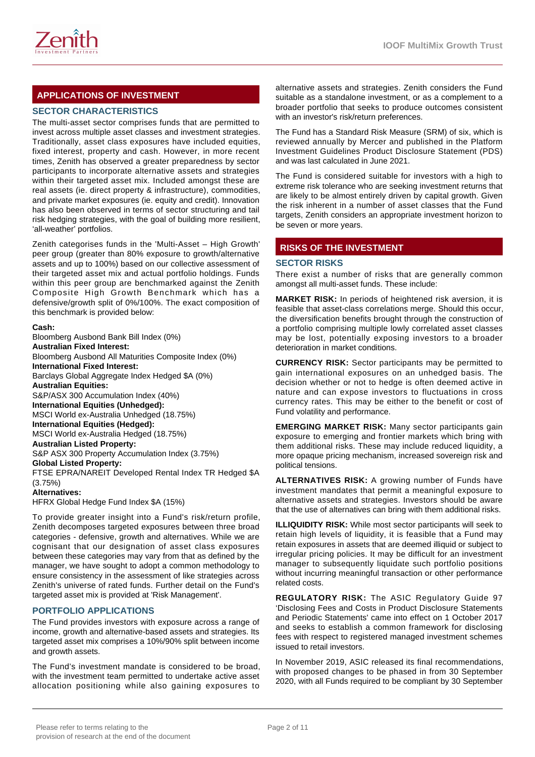## APPLICATIONS OF INVESTMENT

### SECTOR CHARACTERISTICS

The multi-asset sector comprises funds that are permitted to invest across multiple asset classes and investment strategies. Traditionally, asset class exposures have included equities, fixed interest, property and cash. However, in more recent times, Zenith has observed a greater preparedness by sector participants to incorporate alternative assets and strategies within their targeted asset mix. Included amongst these are real assets (ie. direct property & infrastructure), commodities, and private market exposures (ie. equity and credit). Innovation has also been observed in terms of sector structuring and tail risk hedging strategies, with the goal of building more resilient, 'all-weather' portfolios.

Zenith categorises funds in the 'Multi-Asset – High Growth' peer group (greater than 80% exposure to growth/alternative assets and up to 100%) based on our collective assessment of their targeted asset mix and actual portfolio holdings. Funds within this peer group are benchmarked against the Zenith Composite High Growth Benchmark which has a defensive/growth split of 0%/100%. The exact composition of this benchmark is provided below:

**Cash:**
Bloomberg Ausbond Bank Bill Index (0%)
**Australian Fixed Interest:**
Bloomberg Ausbond All Maturities Composite Index (0%)
**International Fixed Interest:**
Barclays Global Aggregate Index Hedged $A (0%)
**Australian Equities:**
S&P/ASX 300 Accumulation Index (40%)
**International Equities (Unhedged):**
MSCI World ex-Australia Unhedged (18.75%)
**International Equities (Hedged):**
MSCI World ex-Australia Hedged (18.75%)
**Australian Listed Property:**
S&P ASX 300 Property Accumulation Index (3.75%)
**Global Listed Property:**
FTSE EPRA/NAREIT Developed Rental Index TR Hedged $A (3.75%)
**Alternatives:**
HFRX Global Hedge Fund Index $A (15%)

To provide greater insight into a Fund's risk/return profile, Zenith decomposes targeted exposures between three broad categories - defensive, growth and alternatives. While we are cognisant that our designation of asset class exposures between these categories may vary from that as defined by the manager, we have sought to adopt a common methodology to ensure consistency in the assessment of like strategies across Zenith's universe of rated funds. Further detail on the Fund's targeted asset mix is provided at 'Risk Management'.

### PORTFOLIO APPLICATIONS

The Fund provides investors with exposure across a range of income, growth and alternative-based assets and strategies. Its targeted asset mix comprises a 10%/90% split between income and growth assets.

The Fund's investment mandate is considered to be broad, with the investment team permitted to undertake active asset allocation positioning while also gaining exposures to alternative assets and strategies. Zenith considers the Fund suitable as a standalone investment, or as a complement to a broader portfolio that seeks to produce outcomes consistent with an investor's risk/return preferences.

The Fund has a Standard Risk Measure (SRM) of six, which is reviewed annually by Mercer and published in the Platform Investment Guidelines Product Disclosure Statement (PDS) and was last calculated in June 2021.

The Fund is considered suitable for investors with a high to extreme risk tolerance who are seeking investment returns that are likely to be almost entirely driven by capital growth. Given the risk inherent in a number of asset classes that the Fund targets, Zenith considers an appropriate investment horizon to be seven or more years.

## RISKS OF THE INVESTMENT

### SECTOR RISKS

There exist a number of risks that are generally common amongst all multi-asset funds. These include:

**MARKET RISK:** In periods of heightened risk aversion, it is feasible that asset-class correlations merge. Should this occur, the diversification benefits brought through the construction of a portfolio comprising multiple lowly correlated asset classes may be lost, potentially exposing investors to a broader deterioration in market conditions.

**CURRENCY RISK:** Sector participants may be permitted to gain international exposures on an unhedged basis. The decision whether or not to hedge is often deemed active in nature and can expose investors to fluctuations in cross currency rates. This may be either to the benefit or cost of Fund volatility and performance.

**EMERGING MARKET RISK:** Many sector participants gain exposure to emerging and frontier markets which bring with them additional risks. These may include reduced liquidity, a more opaque pricing mechanism, increased sovereign risk and political tensions.

**ALTERNATIVES RISK:** A growing number of Funds have investment mandates that permit a meaningful exposure to alternative assets and strategies. Investors should be aware that the use of alternatives can bring with them additional risks.

**ILLIQUIDITY RISK:** While most sector participants will seek to retain high levels of liquidity, it is feasible that a Fund may retain exposures in assets that are deemed illiquid or subject to irregular pricing policies. It may be difficult for an investment manager to subsequently liquidate such portfolio positions without incurring meaningful transaction or other performance related costs.

**REGULATORY RISK:** The ASIC Regulatory Guide 97 'Disclosing Fees and Costs in Product Disclosure Statements and Periodic Statements' came into effect on 1 October 2017 and seeks to establish a common framework for disclosing fees with respect to registered managed investment schemes issued to retail investors.

In November 2019, ASIC released its final recommendations, with proposed changes to be phased in from 30 September 2020, with all Funds required to be compliant by 30 September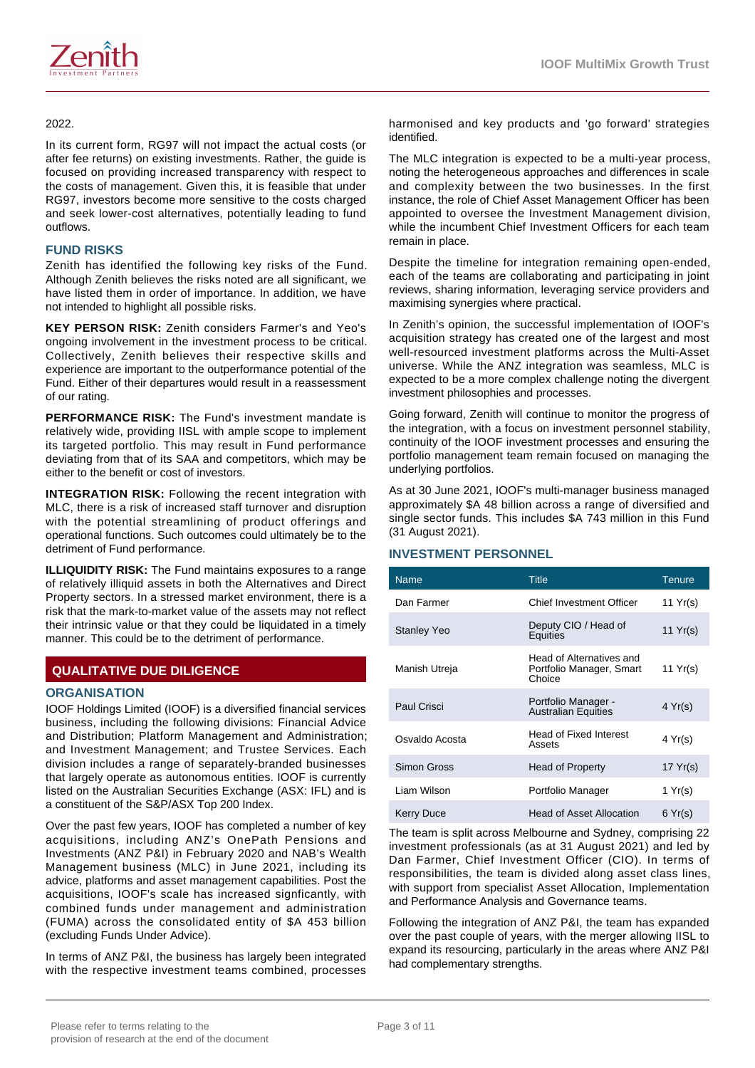2022.

In its current form, RG97 will not impact the actual costs (or after fee returns) on existing investments. Rather, the guide is focused on providing increased transparency with respect to the costs of management. Given this, it is feasible that under RG97, investors become more sensitive to the costs charged and seek lower-cost alternatives, potentially leading to fund outflows.

### FUND RISKS

Zenith has identified the following key risks of the Fund. Although Zenith believes the risks noted are all significant, we have listed them in order of importance. In addition, we have not intended to highlight all possible risks.

**KEY PERSON RISK:** Zenith considers Farmer's and Yeo's ongoing involvement in the investment process to be critical. Collectively, Zenith believes their respective skills and experience are important to the outperformance potential of the Fund. Either of their departures would result in a reassessment of our rating.

**PERFORMANCE RISK:** The Fund's investment mandate is relatively wide, providing IISL with ample scope to implement its targeted portfolio. This may result in Fund performance deviating from that of its SAA and competitors, which may be either to the benefit or cost of investors.

**INTEGRATION RISK:** Following the recent integration with MLC, there is a risk of increased staff turnover and disruption with the potential streamlining of product offerings and operational functions. Such outcomes could ultimately be to the detriment of Fund performance.

**ILLIQUIDITY RISK:** The Fund maintains exposures to a range of relatively illiquid assets in both the Alternatives and Direct Property sectors. In a stressed market environment, there is a risk that the mark-to-market value of the assets may not reflect their intrinsic value or that they could be liquidated in a timely manner. This could be to the detriment of performance.

## QUALITATIVE DUE DILIGENCE

### ORGANISATION

IOOF Holdings Limited (IOOF) is a diversified financial services business, including the following divisions: Financial Advice and Distribution; Platform Management and Administration; and Investment Management; and Trustee Services. Each division includes a range of separately-branded businesses that largely operate as autonomous entities. IOOF is currently listed on the Australian Securities Exchange (ASX: IFL) and is a constituent of the S&P/ASX Top 200 Index.

Over the past few years, IOOF has completed a number of key acquisitions, including ANZ's OnePath Pensions and Investments (ANZ P&I) in February 2020 and NAB's Wealth Management business (MLC) in June 2021, including its advice, platforms and asset management capabilities. Post the acquisitions, IOOF's scale has increased signficantly, with combined funds under management and administration (FUMA) across the consolidated entity of $A 453 billion (excluding Funds Under Advice).

In terms of ANZ P&I, the business has largely been integrated with the respective investment teams combined, processes harmonised and key products and 'go forward' strategies identified.

The MLC integration is expected to be a multi-year process, noting the heterogeneous approaches and differences in scale and complexity between the two businesses. In the first instance, the role of Chief Asset Management Officer has been appointed to oversee the Investment Management division, while the incumbent Chief Investment Officers for each team remain in place.

Despite the timeline for integration remaining open-ended, each of the teams are collaborating and participating in joint reviews, sharing information, leveraging service providers and maximising synergies where practical.

In Zenith's opinion, the successful implementation of IOOF's acquisition strategy has created one of the largest and most well-resourced investment platforms across the Multi-Asset universe. While the ANZ integration was seamless, MLC is expected to be a more complex challenge noting the divergent investment philosophies and processes.

Going forward, Zenith will continue to monitor the progress of the integration, with a focus on investment personnel stability, continuity of the IOOF investment processes and ensuring the portfolio management team remain focused on managing the underlying portfolios.

As at 30 June 2021, IOOF's multi-manager business managed approximately $A 48 billion across a range of diversified and single sector funds. This includes $A 743 million in this Fund (31 August 2021).

### INVESTMENT PERSONNEL

| Name | Title | Tenure |
|---|---|---|
| Dan Farmer | Chief Investment Officer | 11 Yr(s) |
| Stanley Yeo | Deputy CIO / Head of Equities | 11 Yr(s) |
| Manish Utreja | Head of Alternatives and Portfolio Manager, Smart Choice | 11 Yr(s) |
| Paul Crisci | Portfolio Manager - Australian Equities | 4 Yr(s) |
| Osvaldo Acosta | Head of Fixed Interest Assets | 4 Yr(s) |
| Simon Gross | Head of Property | 17 Yr(s) |
| Liam Wilson | Portfolio Manager | 1 Yr(s) |
| Kerry Duce | Head of Asset Allocation | 6 Yr(s) |

The team is split across Melbourne and Sydney, comprising 22 investment professionals (as at 31 August 2021) and led by Dan Farmer, Chief Investment Officer (CIO). In terms of responsibilities, the team is divided along asset class lines, with support from specialist Asset Allocation, Implementation and Performance Analysis and Governance teams.

Following the integration of ANZ P&I, the team has expanded over the past couple of years, with the merger allowing IISL to expand its resourcing, particularly in the areas where ANZ P&I had complementary strengths.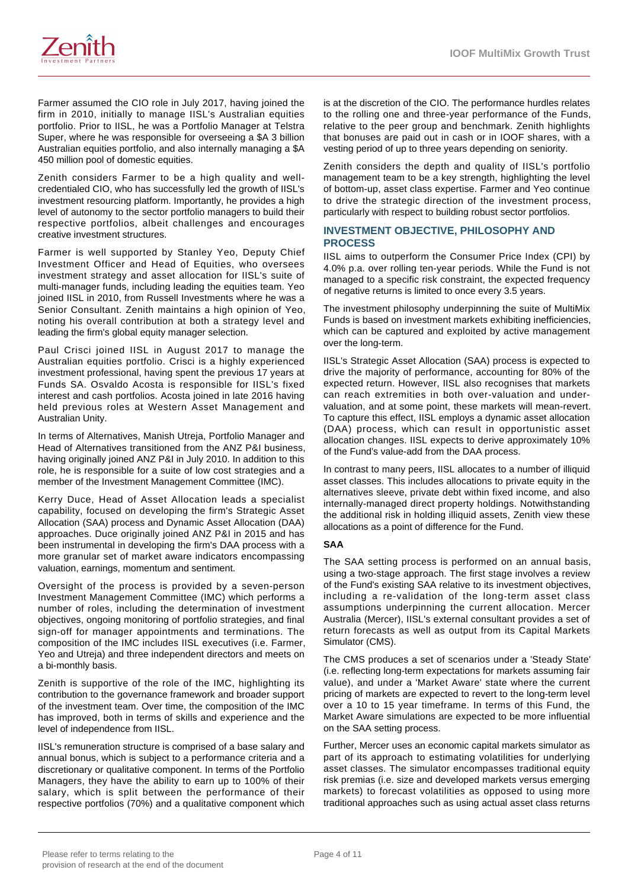Farmer assumed the CIO role in July 2017, having joined the firm in 2010, initially to manage IISL's Australian equities portfolio. Prior to IISL, he was a Portfolio Manager at Telstra Super, where he was responsible for overseeing a $A 3 billion Australian equities portfolio, and also internally managing a $A 450 million pool of domestic equities.

Zenith considers Farmer to be a high quality and well-credentialed CIO, who has successfully led the growth of IISL's investment resourcing platform. Importantly, he provides a high level of autonomy to the sector portfolio managers to build their respective portfolios, albeit challenges and encourages creative investment structures.

Farmer is well supported by Stanley Yeo, Deputy Chief Investment Officer and Head of Equities, who oversees investment strategy and asset allocation for IISL's suite of multi-manager funds, including leading the equities team. Yeo joined IISL in 2010, from Russell Investments where he was a Senior Consultant. Zenith maintains a high opinion of Yeo, noting his overall contribution at both a strategy level and leading the firm's global equity manager selection.

Paul Crisci joined IISL in August 2017 to manage the Australian equities portfolio. Crisci is a highly experienced investment professional, having spent the previous 17 years at Funds SA. Osvaldo Acosta is responsible for IISL's fixed interest and cash portfolios. Acosta joined in late 2016 having held previous roles at Western Asset Management and Australian Unity.

In terms of Alternatives, Manish Utreja, Portfolio Manager and Head of Alternatives transitioned from the ANZ P&I business, having originally joined ANZ P&I in July 2010. In addition to this role, he is responsible for a suite of low cost strategies and a member of the Investment Management Committee (IMC).

Kerry Duce, Head of Asset Allocation leads a specialist capability, focused on developing the firm's Strategic Asset Allocation (SAA) process and Dynamic Asset Allocation (DAA) approaches. Duce originally joined ANZ P&I in 2015 and has been instrumental in developing the firm's DAA process with a more granular set of market aware indicators encompassing valuation, earnings, momentum and sentiment.

Oversight of the process is provided by a seven-person Investment Management Committee (IMC) which performs a number of roles, including the determination of investment objectives, ongoing monitoring of portfolio strategies, and final sign-off for manager appointments and terminations. The composition of the IMC includes IISL executives (i.e. Farmer, Yeo and Utreja) and three independent directors and meets on a bi-monthly basis.

Zenith is supportive of the role of the IMC, highlighting its contribution to the governance framework and broader support of the investment team. Over time, the composition of the IMC has improved, both in terms of skills and experience and the level of independence from IISL.

IISL's remuneration structure is comprised of a base salary and annual bonus, which is subject to a performance criteria and a discretionary or qualitative component. In terms of the Portfolio Managers, they have the ability to earn up to 100% of their salary, which is split between the performance of their respective portfolios (70%) and a qualitative component which is at the discretion of the CIO. The performance hurdles relates to the rolling one and three-year performance of the Funds, relative to the peer group and benchmark. Zenith highlights that bonuses are paid out in cash or in IOOF shares, with a vesting period of up to three years depending on seniority.

Zenith considers the depth and quality of IISL's portfolio management team to be a key strength, highlighting the level of bottom-up, asset class expertise. Farmer and Yeo continue to drive the strategic direction of the investment process, particularly with respect to building robust sector portfolios.

## INVESTMENT OBJECTIVE, PHILOSOPHY AND PROCESS

IISL aims to outperform the Consumer Price Index (CPI) by 4.0% p.a. over rolling ten-year periods. While the Fund is not managed to a specific risk constraint, the expected frequency of negative returns is limited to once every 3.5 years.

The investment philosophy underpinning the suite of MultiMix Funds is based on investment markets exhibiting inefficiencies, which can be captured and exploited by active management over the long-term.

IISL's Strategic Asset Allocation (SAA) process is expected to drive the majority of performance, accounting for 80% of the expected return. However, IISL also recognises that markets can reach extremities in both over-valuation and under-valuation, and at some point, these markets will mean-revert. To capture this effect, IISL employs a dynamic asset allocation (DAA) process, which can result in opportunistic asset allocation changes. IISL expects to derive approximately 10% of the Fund's value-add from the DAA process.

In contrast to many peers, IISL allocates to a number of illiquid asset classes. This includes allocations to private equity in the alternatives sleeve, private debt within fixed income, and also internally-managed direct property holdings. Notwithstanding the additional risk in holding illiquid assets, Zenith view these allocations as a point of difference for the Fund.

### SAA

The SAA setting process is performed on an annual basis, using a two-stage approach. The first stage involves a review of the Fund's existing SAA relative to its investment objectives, including a re-validation of the long-term asset class assumptions underpinning the current allocation. Mercer Australia (Mercer), IISL's external consultant provides a set of return forecasts as well as output from its Capital Markets Simulator (CMS).

The CMS produces a set of scenarios under a 'Steady State' (i.e. reflecting long-term expectations for markets assuming fair value), and under a 'Market Aware' state where the current pricing of markets are expected to revert to the long-term level over a 10 to 15 year timeframe. In terms of this Fund, the Market Aware simulations are expected to be more influential on the SAA setting process.

Further, Mercer uses an economic capital markets simulator as part of its approach to estimating volatilities for underlying asset classes. The simulator encompasses traditional equity risk premias (i.e. size and developed markets versus emerging markets) to forecast volatilities as opposed to using more traditional approaches such as using actual asset class returns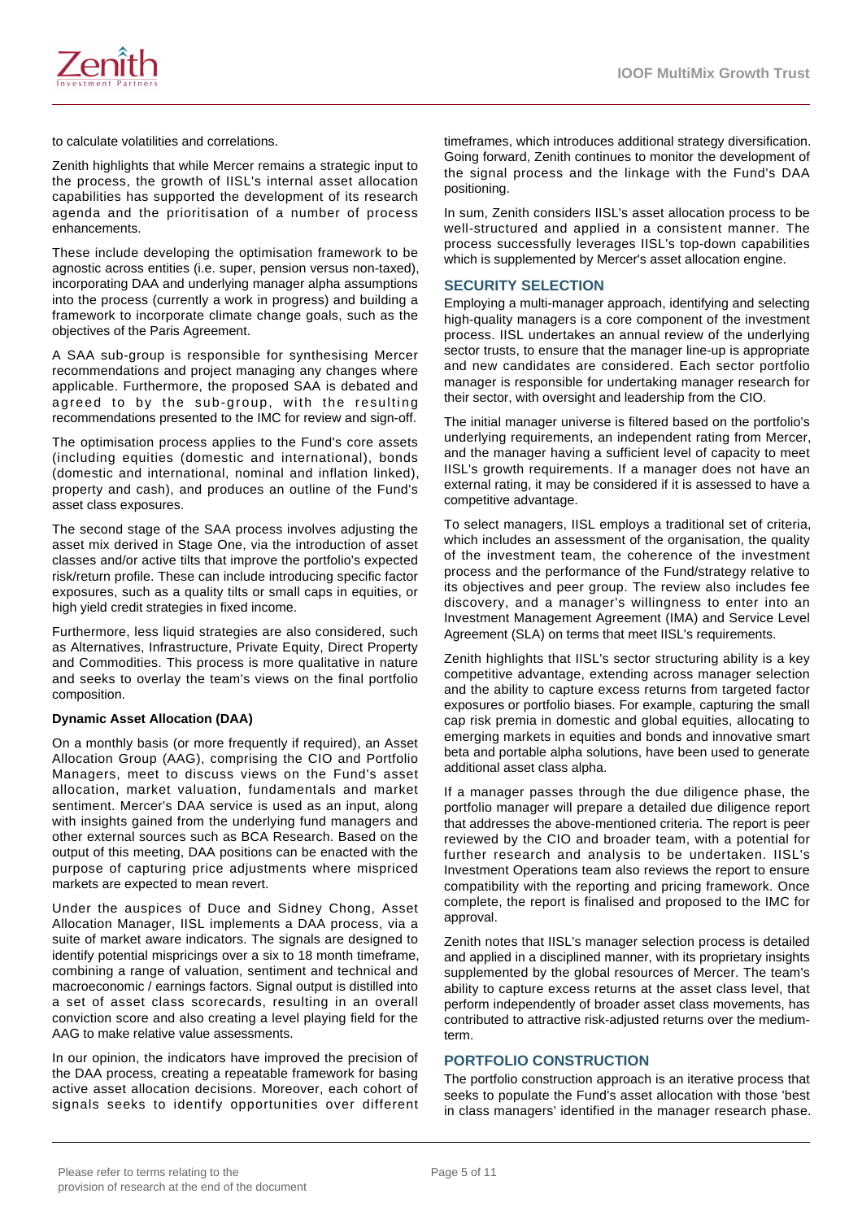to calculate volatilities and correlations.

Zenith highlights that while Mercer remains a strategic input to the process, the growth of IISL's internal asset allocation capabilities has supported the development of its research agenda and the prioritisation of a number of process enhancements.

These include developing the optimisation framework to be agnostic across entities (i.e. super, pension versus non-taxed), incorporating DAA and underlying manager alpha assumptions into the process (currently a work in progress) and building a framework to incorporate climate change goals, such as the objectives of the Paris Agreement.

A SAA sub-group is responsible for synthesising Mercer recommendations and project managing any changes where applicable. Furthermore, the proposed SAA is debated and agreed to by the sub-group, with the resulting recommendations presented to the IMC for review and sign-off.

The optimisation process applies to the Fund's core assets (including equities (domestic and international), bonds (domestic and international, nominal and inflation linked), property and cash), and produces an outline of the Fund's asset class exposures.

The second stage of the SAA process involves adjusting the asset mix derived in Stage One, via the introduction of asset classes and/or active tilts that improve the portfolio's expected risk/return profile. These can include introducing specific factor exposures, such as a quality tilts or small caps in equities, or high yield credit strategies in fixed income.

Furthermore, less liquid strategies are also considered, such as Alternatives, Infrastructure, Private Equity, Direct Property and Commodities. This process is more qualitative in nature and seeks to overlay the team's views on the final portfolio composition.

**Dynamic Asset Allocation (DAA)**

On a monthly basis (or more frequently if required), an Asset Allocation Group (AAG), comprising the CIO and Portfolio Managers, meet to discuss views on the Fund's asset allocation, market valuation, fundamentals and market sentiment. Mercer's DAA service is used as an input, along with insights gained from the underlying fund managers and other external sources such as BCA Research. Based on the output of this meeting, DAA positions can be enacted with the purpose of capturing price adjustments where mispriced markets are expected to mean revert.

Under the auspices of Duce and Sidney Chong, Asset Allocation Manager, IISL implements a DAA process, via a suite of market aware indicators. The signals are designed to identify potential mispricings over a six to 18 month timeframe, combining a range of valuation, sentiment and technical and macroeconomic / earnings factors. Signal output is distilled into a set of asset class scorecards, resulting in an overall conviction score and also creating a level playing field for the AAG to make relative value assessments.

In our opinion, the indicators have improved the precision of the DAA process, creating a repeatable framework for basing active asset allocation decisions. Moreover, each cohort of signals seeks to identify opportunities over different timeframes, which introduces additional strategy diversification. Going forward, Zenith continues to monitor the development of the signal process and the linkage with the Fund's DAA positioning.

In sum, Zenith considers IISL's asset allocation process to be well-structured and applied in a consistent manner. The process successfully leverages IISL's top-down capabilities which is supplemented by Mercer's asset allocation engine.

## SECURITY SELECTION

Employing a multi-manager approach, identifying and selecting high-quality managers is a core component of the investment process. IISL undertakes an annual review of the underlying sector trusts, to ensure that the manager line-up is appropriate and new candidates are considered. Each sector portfolio manager is responsible for undertaking manager research for their sector, with oversight and leadership from the CIO.

The initial manager universe is filtered based on the portfolio's underlying requirements, an independent rating from Mercer, and the manager having a sufficient level of capacity to meet IISL's growth requirements. If a manager does not have an external rating, it may be considered if it is assessed to have a competitive advantage.

To select managers, IISL employs a traditional set of criteria, which includes an assessment of the organisation, the quality of the investment team, the coherence of the investment process and the performance of the Fund/strategy relative to its objectives and peer group. The review also includes fee discovery, and a manager's willingness to enter into an Investment Management Agreement (IMA) and Service Level Agreement (SLA) on terms that meet IISL's requirements.

Zenith highlights that IISL's sector structuring ability is a key competitive advantage, extending across manager selection and the ability to capture excess returns from targeted factor exposures or portfolio biases. For example, capturing the small cap risk premia in domestic and global equities, allocating to emerging markets in equities and bonds and innovative smart beta and portable alpha solutions, have been used to generate additional asset class alpha.

If a manager passes through the due diligence phase, the portfolio manager will prepare a detailed due diligence report that addresses the above-mentioned criteria. The report is peer reviewed by the CIO and broader team, with a potential for further research and analysis to be undertaken. IISL's Investment Operations team also reviews the report to ensure compatibility with the reporting and pricing framework. Once complete, the report is finalised and proposed to the IMC for approval.

Zenith notes that IISL's manager selection process is detailed and applied in a disciplined manner, with its proprietary insights supplemented by the global resources of Mercer. The team's ability to capture excess returns at the asset class level, that perform independently of broader asset class movements, has contributed to attractive risk-adjusted returns over the medium-term.

## PORTFOLIO CONSTRUCTION

The portfolio construction approach is an iterative process that seeks to populate the Fund's asset allocation with those 'best in class managers' identified in the manager research phase.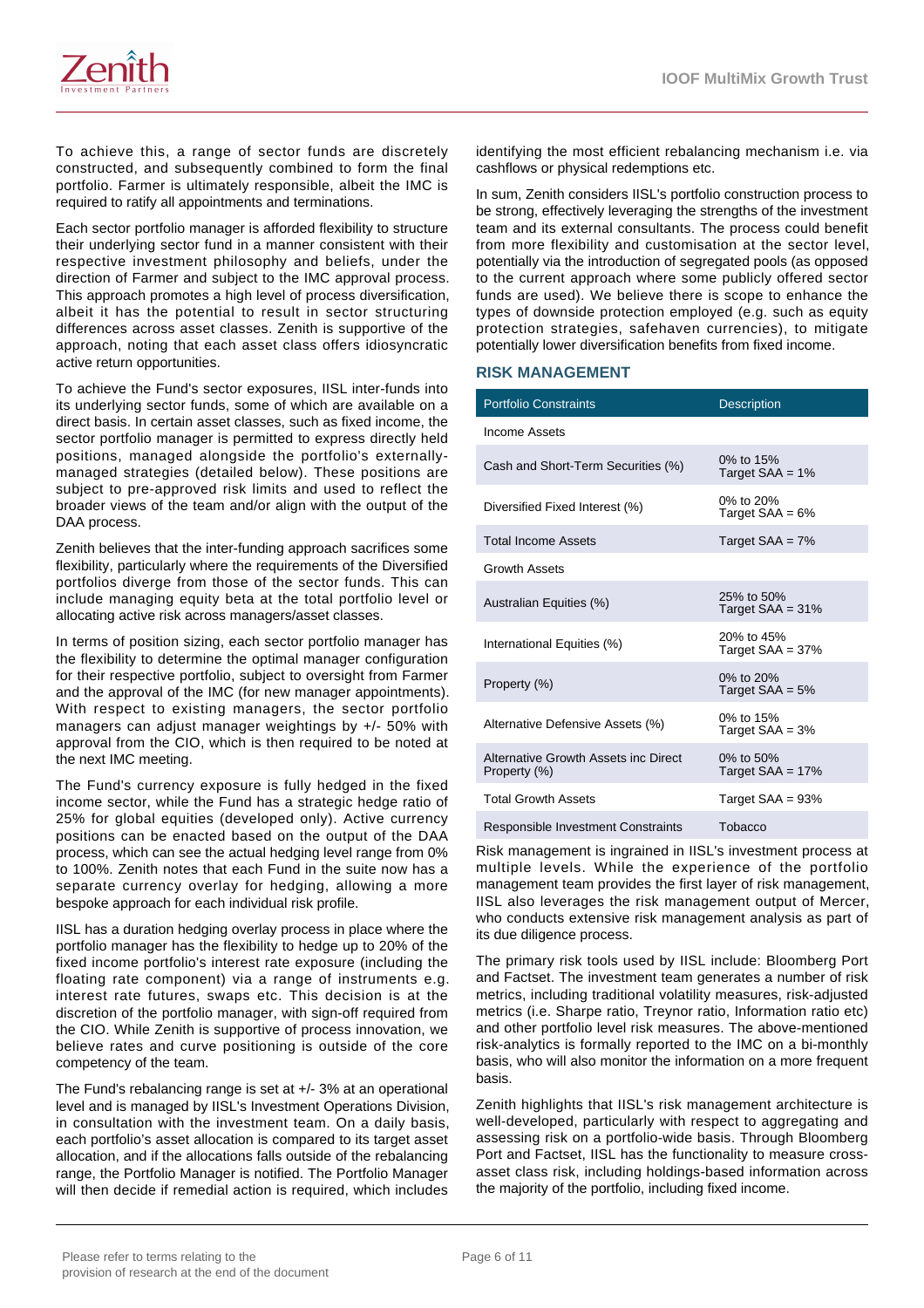To achieve this, a range of sector funds are discretely constructed, and subsequently combined to form the final portfolio. Farmer is ultimately responsible, albeit the IMC is required to ratify all appointments and terminations.

Each sector portfolio manager is afforded flexibility to structure their underlying sector fund in a manner consistent with their respective investment philosophy and beliefs, under the direction of Farmer and subject to the IMC approval process. This approach promotes a high level of process diversification, albeit it has the potential to result in sector structuring differences across asset classes. Zenith is supportive of the approach, noting that each asset class offers idiosyncratic active return opportunities.

To achieve the Fund's sector exposures, IISL inter-funds into its underlying sector funds, some of which are available on a direct basis. In certain asset classes, such as fixed income, the sector portfolio manager is permitted to express directly held positions, managed alongside the portfolio's externally-managed strategies (detailed below). These positions are subject to pre-approved risk limits and used to reflect the broader views of the team and/or align with the output of the DAA process.

Zenith believes that the inter-funding approach sacrifices some flexibility, particularly where the requirements of the Diversified portfolios diverge from those of the sector funds. This can include managing equity beta at the total portfolio level or allocating active risk across managers/asset classes.

In terms of position sizing, each sector portfolio manager has the flexibility to determine the optimal manager configuration for their respective portfolio, subject to oversight from Farmer and the approval of the IMC (for new manager appointments). With respect to existing managers, the sector portfolio managers can adjust manager weightings by +/- 50% with approval from the CIO, which is then required to be noted at the next IMC meeting.

The Fund's currency exposure is fully hedged in the fixed income sector, while the Fund has a strategic hedge ratio of 25% for global equities (developed only). Active currency positions can be enacted based on the output of the DAA process, which can see the actual hedging level range from 0% to 100%. Zenith notes that each Fund in the suite now has a separate currency overlay for hedging, allowing a more bespoke approach for each individual risk profile.

IISL has a duration hedging overlay process in place where the portfolio manager has the flexibility to hedge up to 20% of the fixed income portfolio's interest rate exposure (including the floating rate component) via a range of instruments e.g. interest rate futures, swaps etc. This decision is at the discretion of the portfolio manager, with sign-off required from the CIO. While Zenith is supportive of process innovation, we believe rates and curve positioning is outside of the core competency of the team.

The Fund's rebalancing range is set at +/- 3% at an operational level and is managed by IISL's Investment Operations Division, in consultation with the investment team. On a daily basis, each portfolio's asset allocation is compared to its target asset allocation, and if the allocations falls outside of the rebalancing range, the Portfolio Manager is notified. The Portfolio Manager will then decide if remedial action is required, which includes identifying the most efficient rebalancing mechanism i.e. via cashflows or physical redemptions etc.

In sum, Zenith considers IISL's portfolio construction process to be strong, effectively leveraging the strengths of the investment team and its external consultants. The process could benefit from more flexibility and customisation at the sector level, potentially via the introduction of segregated pools (as opposed to the current approach where some publicly offered sector funds are used). We believe there is scope to enhance the types of downside protection employed (e.g. such as equity protection strategies, safehaven currencies), to mitigate potentially lower diversification benefits from fixed income.

## RISK MANAGEMENT

| Portfolio Constraints | Description |
|---|---|
| Income Assets | |
| Cash and Short-Term Securities (%) | 0% to 15% Target SAA = 1% |
| Diversified Fixed Interest (%) | 0% to 20% Target SAA = 6% |
| Total Income Assets | Target SAA = 7% |
| Growth Assets | |
| Australian Equities (%) | 25% to 50% Target SAA = 31% |
| International Equities (%) | 20% to 45% Target SAA = 37% |
| Property (%) | 0% to 20% Target SAA = 5% |
| Alternative Defensive Assets (%) | 0% to 15% Target SAA = 3% |
| Alternative Growth Assets inc Direct Property (%) | 0% to 50% Target SAA = 17% |
| Total Growth Assets | Target SAA = 93% |
| Responsible Investment Constraints | Tobacco |

Risk management is ingrained in IISL's investment process at multiple levels. While the experience of the portfolio management team provides the first layer of risk management, IISL also leverages the risk management output of Mercer, who conducts extensive risk management analysis as part of its due diligence process.

The primary risk tools used by IISL include: Bloomberg Port and Factset. The investment team generates a number of risk metrics, including traditional volatility measures, risk-adjusted metrics (i.e. Sharpe ratio, Treynor ratio, Information ratio etc) and other portfolio level risk measures. The above-mentioned risk-analytics is formally reported to the IMC on a bi-monthly basis, who will also monitor the information on a more frequent basis.

Zenith highlights that IISL's risk management architecture is well-developed, particularly with respect to aggregating and assessing risk on a portfolio-wide basis. Through Bloomberg Port and Factset, IISL has the functionality to measure cross-asset class risk, including holdings-based information across the majority of the portfolio, including fixed income.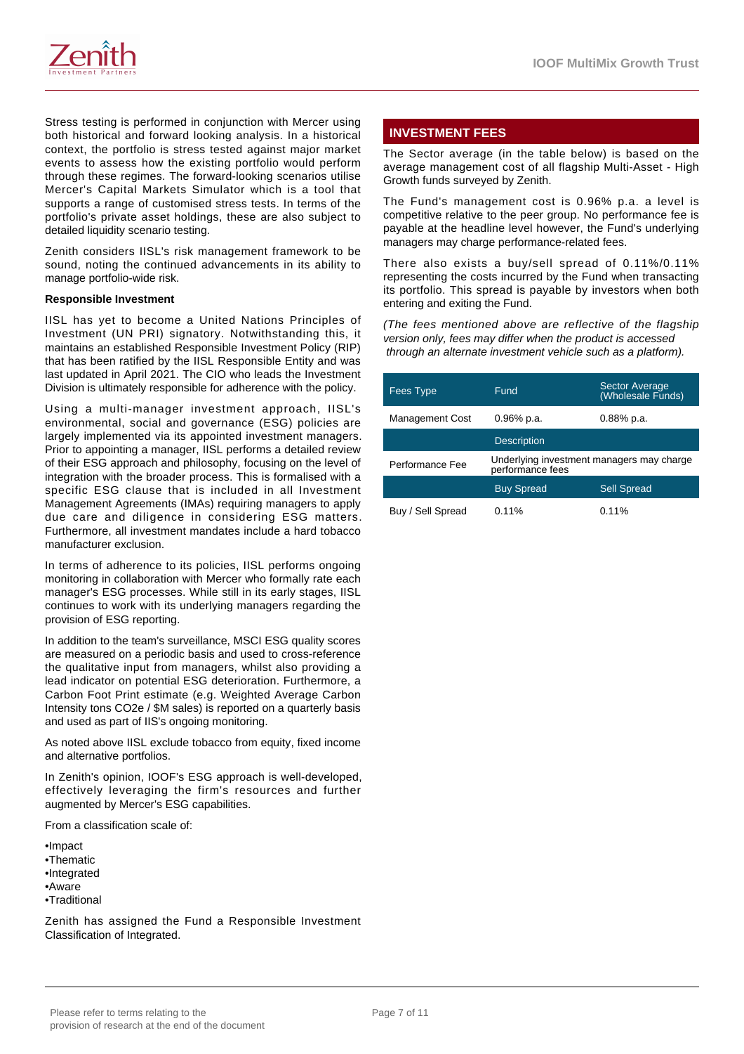Stress testing is performed in conjunction with Mercer using both historical and forward looking analysis. In a historical context, the portfolio is stress tested against major market events to assess how the existing portfolio would perform through these regimes. The forward-looking scenarios utilise Mercer's Capital Markets Simulator which is a tool that supports a range of customised stress tests. In terms of the portfolio's private asset holdings, these are also subject to detailed liquidity scenario testing.

Zenith considers IISL's risk management framework to be sound, noting the continued advancements in its ability to manage portfolio-wide risk.

**Responsible Investment**

IISL has yet to become a United Nations Principles of Investment (UN PRI) signatory. Notwithstanding this, it maintains an established Responsible Investment Policy (RIP) that has been ratified by the IISL Responsible Entity and was last updated in April 2021. The CIO who leads the Investment Division is ultimately responsible for adherence with the policy.

Using a multi-manager investment approach, IISL's environmental, social and governance (ESG) policies are largely implemented via its appointed investment managers. Prior to appointing a manager, IISL performs a detailed review of their ESG approach and philosophy, focusing on the level of integration with the broader process. This is formalised with a specific ESG clause that is included in all Investment Management Agreements (IMAs) requiring managers to apply due care and diligence in considering ESG matters. Furthermore, all investment mandates include a hard tobacco manufacturer exclusion.

In terms of adherence to its policies, IISL performs ongoing monitoring in collaboration with Mercer who formally rate each manager's ESG processes. While still in its early stages, IISL continues to work with its underlying managers regarding the provision of ESG reporting.

In addition to the team's surveillance, MSCI ESG quality scores are measured on a periodic basis and used to cross-reference the qualitative input from managers, whilst also providing a lead indicator on potential ESG deterioration. Furthermore, a Carbon Foot Print estimate (e.g. Weighted Average Carbon Intensity tons CO2e / $M sales) is reported on a quarterly basis and used as part of IIS's ongoing monitoring.

As noted above IISL exclude tobacco from equity, fixed income and alternative portfolios.

In Zenith's opinion, IOOF's ESG approach is well-developed, effectively leveraging the firm's resources and further augmented by Mercer's ESG capabilities.

From a classification scale of:

- Impact
- Thematic
- Integrated
- Aware
- Traditional

Zenith has assigned the Fund a Responsible Investment Classification of Integrated.

## INVESTMENT FEES

The Sector average (in the table below) is based on the average management cost of all flagship Multi-Asset - High Growth funds surveyed by Zenith.

The Fund's management cost is 0.96% p.a. a level is competitive relative to the peer group. No performance fee is payable at the headline level however, the Fund's underlying managers may charge performance-related fees.

There also exists a buy/sell spread of 0.11%/0.11% representing the costs incurred by the Fund when transacting its portfolio. This spread is payable by investors when both entering and exiting the Fund.

*(The fees mentioned above are reflective of the flagship version only, fees may differ when the product is accessed through an alternate investment vehicle such as a platform).*

| Fees Type | Fund | Sector Average (Wholesale Funds) |
|---|---|---|
| Management Cost | 0.96% p.a. | 0.88% p.a. |
| | Description | |
| Performance Fee | Underlying investment managers may charge performance fees | |
| | Buy Spread | Sell Spread |
| Buy / Sell Spread | 0.11% | 0.11% |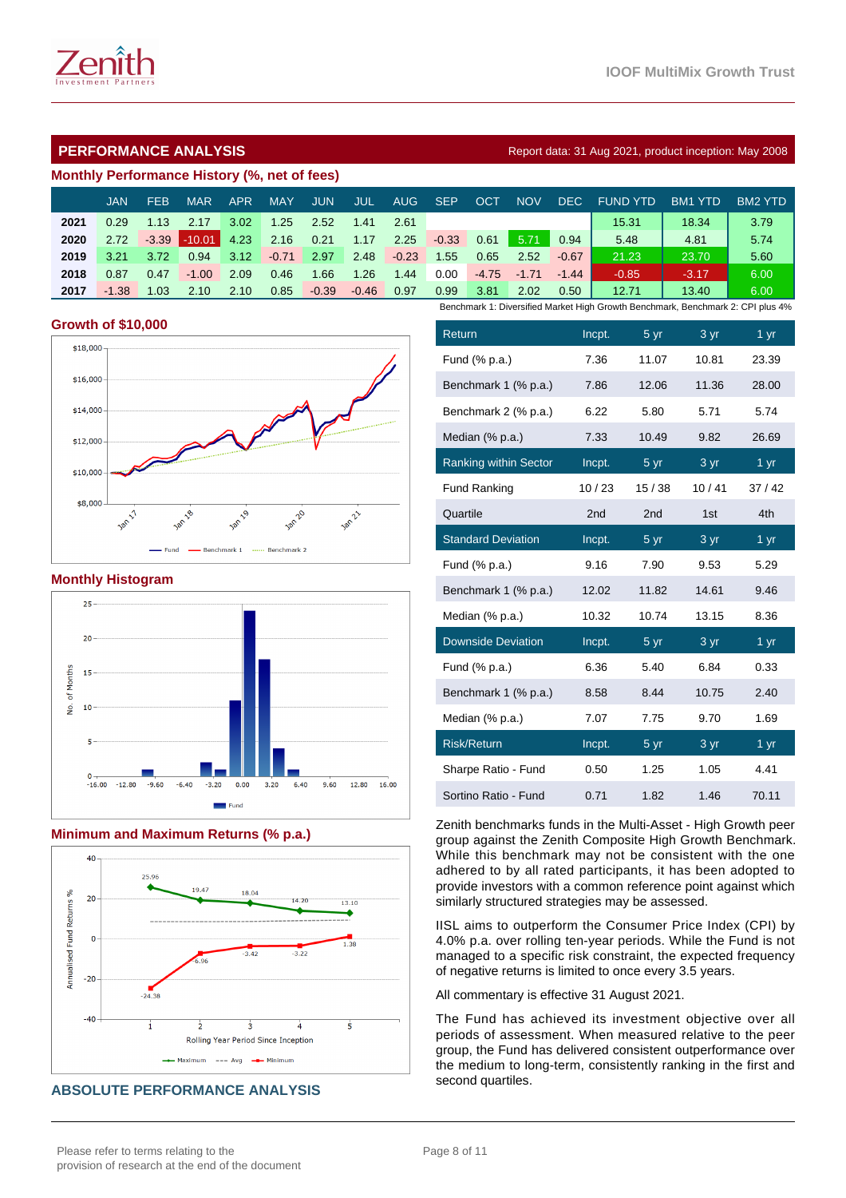## PERFORMANCE ANALYSIS

Report data: 31 Aug 2021, product inception: May 2008

### Monthly Performance History (%, net of fees)

| | JAN | FEB | MAR | APR | MAY | JUN | JUL | AUG | SEP | OCT | NOV | DEC | FUND YTD | BM1 YTD | BM2 YTD |
|---|---|---|---|---|---|---|---|---|---|---|---|---|---|---|---|
| 2021 | 0.29 | 1.13 | 2.17 | 3.02 | 1.25 | 2.52 | 1.41 | 2.61 | | | | | 15.31 | 18.34 | 3.79 |
| 2020 | 2.72 | -3.39 | -10.01 | 4.23 | 2.16 | 0.21 | 1.17 | 2.25 | -0.33 | 0.61 | 5.71 | 0.94 | 5.48 | 4.81 | 5.74 |
| 2019 | 3.21 | 3.72 | 0.94 | 3.12 | -0.71 | 2.97 | 2.48 | -0.23 | 1.55 | 0.65 | 2.52 | -0.67 | 21.23 | 23.70 | 5.60 |
| 2018 | 0.87 | 0.47 | -1.00 | 2.09 | 0.46 | 1.66 | 1.26 | 1.44 | 0.00 | -4.75 | -1.71 | -1.44 | -0.85 | -3.17 | 6.00 |
| 2017 | -1.38 | 1.03 | 2.10 | 2.10 | 0.85 | -0.39 | -0.46 | 0.97 | 0.99 | 3.81 | 2.02 | 0.50 | 12.71 | 13.40 | 6.00 |

Benchmark 1: Diversified Market High Growth Benchmark, Benchmark 2: CPI plus 4%

### Growth of $10,000

### Monthly Histogram

### Minimum and Maximum Returns (% p.a.)

| Return | Incpt. | 5 yr | 3 yr | 1 yr |
|---|---|---|---|---|
| Fund (% p.a.) | 7.36 | 11.07 | 10.81 | 23.39 |
| Benchmark 1 (% p.a.) | 7.86 | 12.06 | 11.36 | 28.00 |
| Benchmark 2 (% p.a.) | 6.22 | 5.80 | 5.71 | 5.74 |
| Median (% p.a.) | 7.33 | 10.49 | 9.82 | 26.69 |
| **Ranking within Sector** | **Incpt.** | **5 yr** | **3 yr** | **1 yr** |
| Fund Ranking | 10 / 23 | 15 / 38 | 10 / 41 | 37 / 42 |
| Quartile | 2nd | 2nd | 1st | 4th |
| **Standard Deviation** | **Incpt.** | **5 yr** | **3 yr** | **1 yr** |
| Fund (% p.a.) | 9.16 | 7.90 | 9.53 | 5.29 |
| Benchmark 1 (% p.a.) | 12.02 | 11.82 | 14.61 | 9.46 |
| Median (% p.a.) | 10.32 | 10.74 | 13.15 | 8.36 |
| **Downside Deviation** | **Incpt.** | **5 yr** | **3 yr** | **1 yr** |
| Fund (% p.a.) | 6.36 | 5.40 | 6.84 | 0.33 |
| Benchmark 1 (% p.a.) | 8.58 | 8.44 | 10.75 | 2.40 |
| Median (% p.a.) | 7.07 | 7.75 | 9.70 | 1.69 |
| **Risk/Return** | **Incpt.** | **5 yr** | **3 yr** | **1 yr** |
| Sharpe Ratio - Fund | 0.50 | 1.25 | 1.05 | 4.41 |
| Sortino Ratio - Fund | 0.71 | 1.82 | 1.46 | 70.11 |

Zenith benchmarks funds in the Multi-Asset - High Growth peer group against the Zenith Composite High Growth Benchmark. While this benchmark may not be consistent with the one adhered to by all rated participants, it has been adopted to provide investors with a common reference point against which similarly structured strategies may be assessed.

IISL aims to outperform the Consumer Price Index (CPI) by 4.0% p.a. over rolling ten-year periods. While the Fund is not managed to a specific risk constraint, the expected frequency of negative returns is limited to once every 3.5 years.

All commentary is effective 31 August 2021.

## ABSOLUTE PERFORMANCE ANALYSIS

The Fund has achieved its investment objective over all periods of assessment. When measured relative to the peer group, the Fund has delivered consistent outperformance over the medium to long-term, consistently ranking in the first and second quartiles.

Please refer to terms relating to the provision of research at the end of the document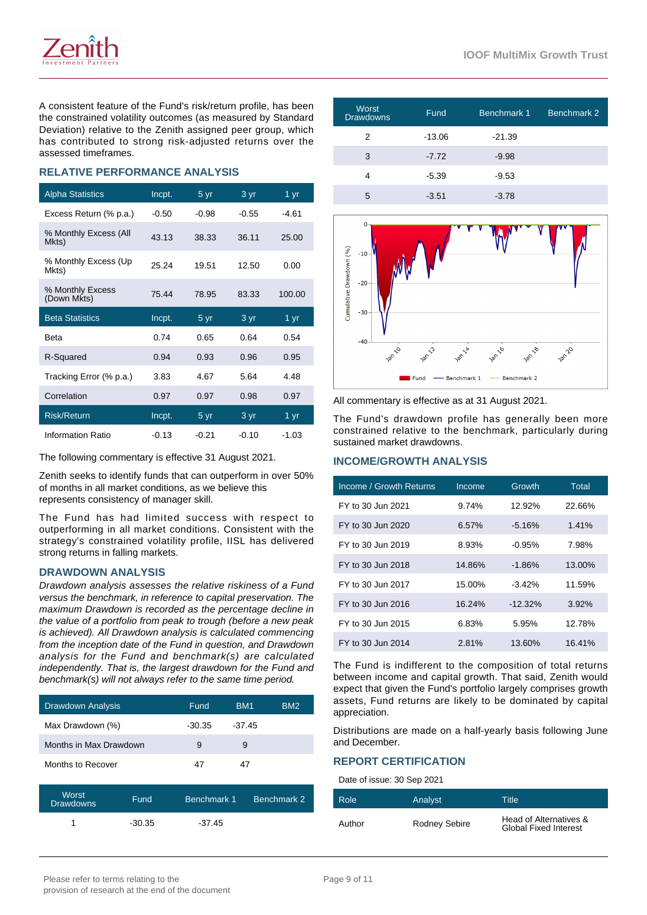A consistent feature of the Fund's risk/return profile, has been the constrained volatility outcomes (as measured by Standard Deviation) relative to the Zenith assigned peer group, which has contributed to strong risk-adjusted returns over the assessed timeframes.

## RELATIVE PERFORMANCE ANALYSIS

| Alpha Statistics | Incpt. | 5 yr | 3 yr | 1 yr |
|---|---|---|---|---|
| Excess Return (% p.a.) | -0.50 | -0.98 | -0.55 | -4.61 |
| % Monthly Excess (All Mkts) | 43.13 | 38.33 | 36.11 | 25.00 |
| % Monthly Excess (Up Mkts) | 25.24 | 19.51 | 12.50 | 0.00 |
| % Monthly Excess (Down Mkts) | 75.44 | 78.95 | 83.33 | 100.00 |
| **Beta Statistics** | **Incpt.** | **5 yr** | **3 yr** | **1 yr** |
| Beta | 0.74 | 0.65 | 0.64 | 0.54 |
| R-Squared | 0.94 | 0.93 | 0.96 | 0.95 |
| Tracking Error (% p.a.) | 3.83 | 4.67 | 5.64 | 4.48 |
| Correlation | 0.97 | 0.97 | 0.98 | 0.97 |
| **Risk/Return** | **Incpt.** | **5 yr** | **3 yr** | **1 yr** |
| Information Ratio | -0.13 | -0.21 | -0.10 | -1.03 |

The following commentary is effective 31 August 2021.

Zenith seeks to identify funds that can outperform in over 50% of months in all market conditions, as we believe this represents consistency of manager skill.

The Fund has had limited success with respect to outperforming in all market conditions. Consistent with the strategy's constrained volatility profile, IISL has delivered strong returns in falling markets.

## DRAWDOWN ANALYSIS

*Drawdown analysis assesses the relative riskiness of a Fund versus the benchmark, in reference to capital preservation. The maximum Drawdown is recorded as the percentage decline in the value of a portfolio from peak to trough (before a new peak is achieved). All Drawdown analysis is calculated commencing from the inception date of the Fund in question, and Drawdown analysis for the Fund and benchmark(s) are calculated independently. That is, the largest drawdown for the Fund and benchmark(s) will not always refer to the same time period.*

| Drawdown Analysis | Fund | BM1 | BM2 |
|---|---|---|---|
| Max Drawdown (%) | -30.35 | -37.45 | |
| Months in Max Drawdown | 9 | 9 | |
| Months to Recover | 47 | 47 | |

| Worst Drawdowns | Fund | Benchmark 1 | Benchmark 2 |
|---|---|---|---|
| 1 | -30.35 | -37.45 | |
| 2 | -13.06 | -21.39 | |
| 3 | -7.72 | -9.98 | |
| 4 | -5.39 | -9.53 | |
| 5 | -3.51 | -3.78 | |

All commentary is effective as at 31 August 2021.

The Fund's drawdown profile has generally been more constrained relative to the benchmark, particularly during sustained market drawdowns.

## INCOME/GROWTH ANALYSIS

| Income / Growth Returns | Income | Growth | Total |
|---|---|---|---|
| FY to 30 Jun 2021 | 9.74% | 12.92% | 22.66% |
| FY to 30 Jun 2020 | 6.57% | -5.16% | 1.41% |
| FY to 30 Jun 2019 | 8.93% | -0.95% | 7.98% |
| FY to 30 Jun 2018 | 14.86% | -1.86% | 13.00% |
| FY to 30 Jun 2017 | 15.00% | -3.42% | 11.59% |
| FY to 30 Jun 2016 | 16.24% | -12.32% | 3.92% |
| FY to 30 Jun 2015 | 6.83% | 5.95% | 12.78% |
| FY to 30 Jun 2014 | 2.81% | 13.60% | 16.41% |

The Fund is indifferent to the composition of total returns between income and capital growth. That said, Zenith would expect that given the Fund's portfolio largely comprises growth assets, Fund returns are likely to be dominated by capital appreciation.

Distributions are made on a half-yearly basis following June and December.

## REPORT CERTIFICATION

Date of issue: 30 Sep 2021

| Role | Analyst | Title |
|---|---|---|
| Author | Rodney Sebire | Head of Alternatives & Global Fixed Interest |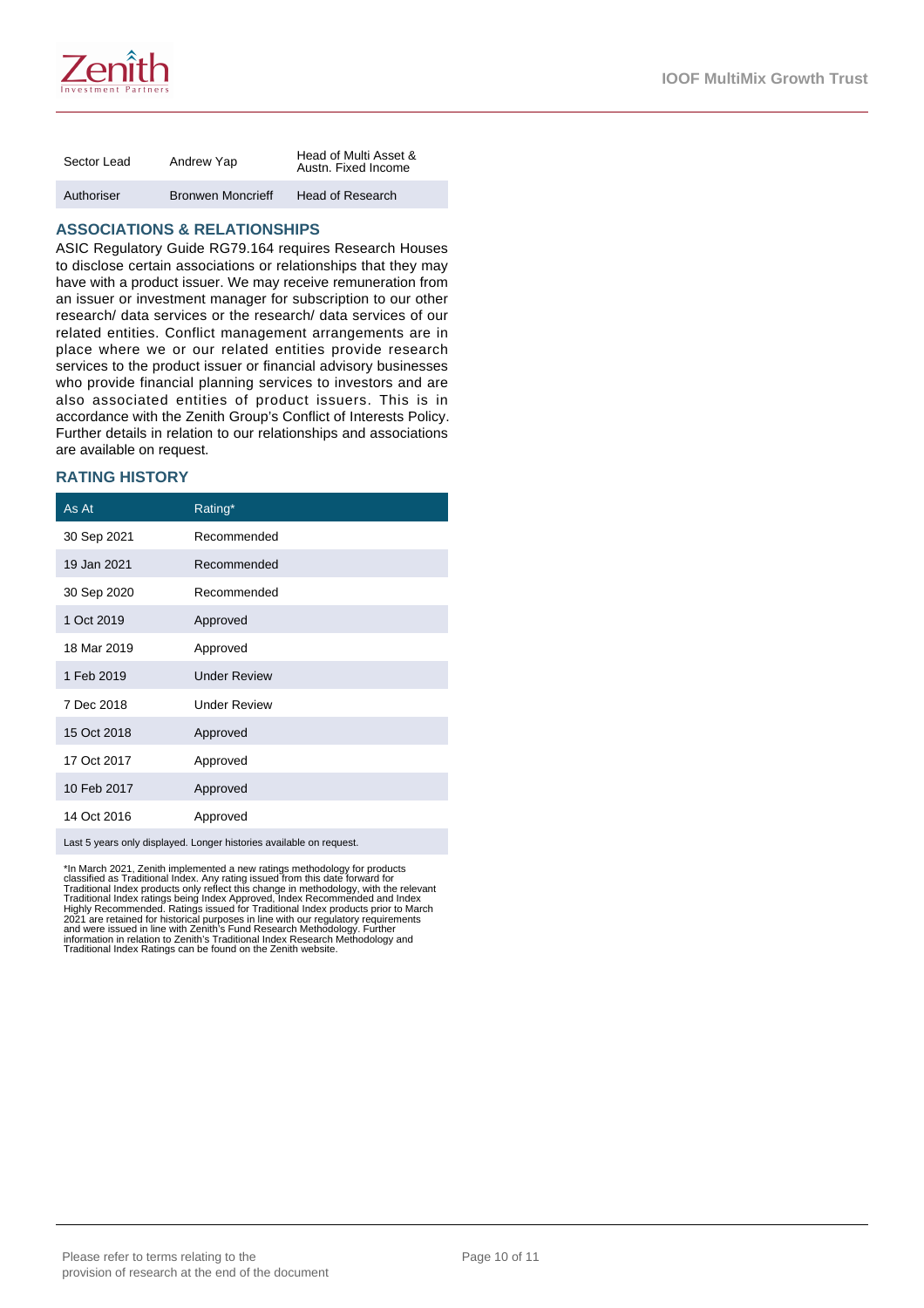| Sector Lead | Andrew Yap | Head of Multi Asset & Austn. Fixed Income |
|---|---|---|
| Authoriser | Bronwen Moncrieff | Head of Research |

## ASSOCIATIONS & RELATIONSHIPS

ASIC Regulatory Guide RG79.164 requires Research Houses to disclose certain associations or relationships that they may have with a product issuer. We may receive remuneration from an issuer or investment manager for subscription to our other research/ data services or the research/ data services of our related entities. Conflict management arrangements are in place where we or our related entities provide research services to the product issuer or financial advisory businesses who provide financial planning services to investors and are also associated entities of product issuers. This is in accordance with the Zenith Group's Conflict of Interests Policy. Further details in relation to our relationships and associations are available on request.

## RATING HISTORY

| As At | Rating* |
|---|---|
| 30 Sep 2021 | Recommended |
| 19 Jan 2021 | Recommended |
| 30 Sep 2020 | Recommended |
| 1 Oct 2019 | Approved |
| 18 Mar 2019 | Approved |
| 1 Feb 2019 | Under Review |
| 7 Dec 2018 | Under Review |
| 15 Oct 2018 | Approved |
| 17 Oct 2017 | Approved |
| 10 Feb 2017 | Approved |
| 14 Oct 2016 | Approved |

Last 5 years only displayed. Longer histories available on request.

*In March 2021, Zenith implemented a new ratings methodology for products classified as Traditional Index. Any rating issued from this date forward for Traditional Index products only reflect this change in methodology, with the relevant Traditional Index ratings being Index Approved, Index Recommended and Index Highly Recommended. Ratings issued for Traditional Index products prior to March 2021 are retained for historical purposes in line with our regulatory requirements and were issued in line with Zenith's Fund Research Methodology. Further information in relation to Zenith's Traditional Index Research Methodology and Traditional Index Ratings can be found on the Zenith website.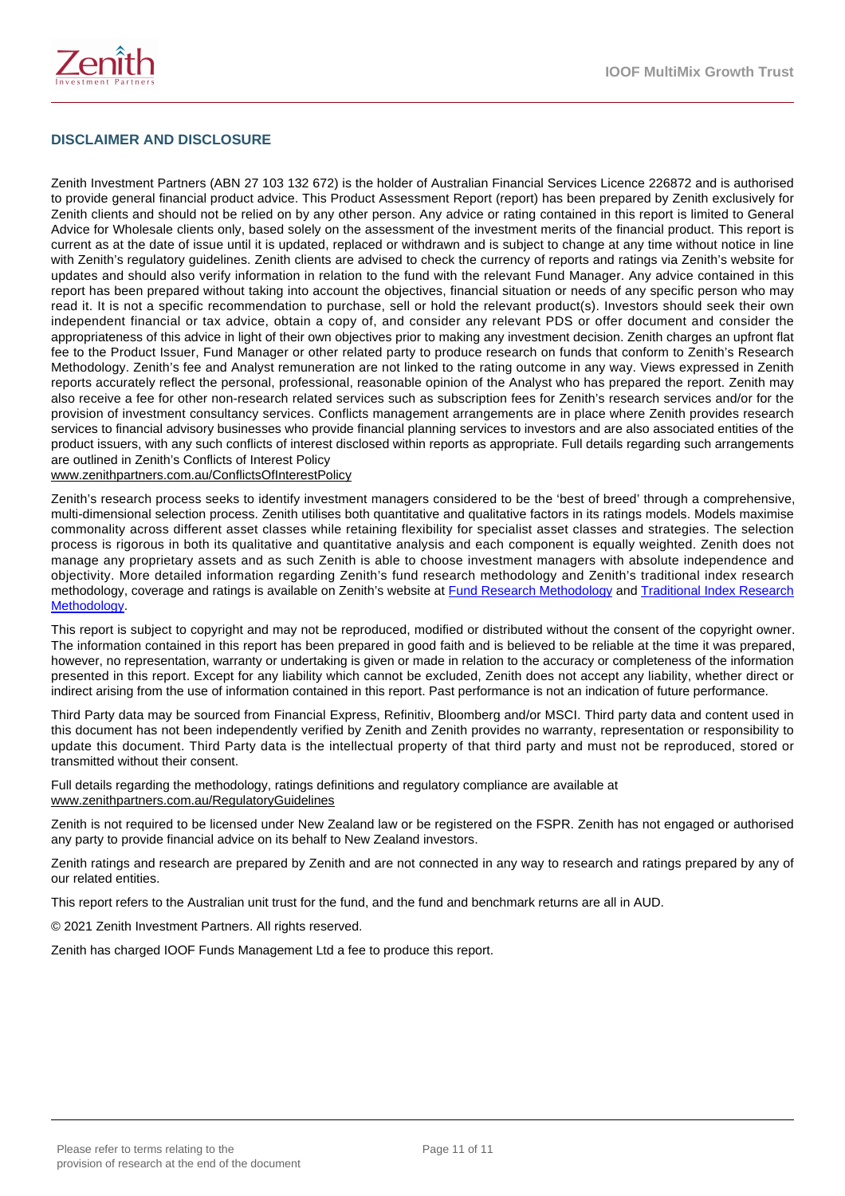## DISCLAIMER AND DISCLOSURE

Zenith Investment Partners (ABN 27 103 132 672) is the holder of Australian Financial Services Licence 226872 and is authorised to provide general financial product advice. This Product Assessment Report (report) has been prepared by Zenith exclusively for Zenith clients and should not be relied on by any other person. Any advice or rating contained in this report is limited to General Advice for Wholesale clients only, based solely on the assessment of the investment merits of the financial product. This report is current as at the date of issue until it is updated, replaced or withdrawn and is subject to change at any time without notice in line with Zenith's regulatory guidelines. Zenith clients are advised to check the currency of reports and ratings via Zenith's website for updates and should also verify information in relation to the fund with the relevant Fund Manager. Any advice contained in this report has been prepared without taking into account the objectives, financial situation or needs of any specific person who may read it. It is not a specific recommendation to purchase, sell or hold the relevant product(s). Investors should seek their own independent financial or tax advice, obtain a copy of, and consider any relevant PDS or offer document and consider the appropriateness of this advice in light of their own objectives prior to making any investment decision. Zenith charges an upfront flat fee to the Product Issuer, Fund Manager or other related party to produce research on funds that conform to Zenith's Research Methodology. Zenith's fee and Analyst remuneration are not linked to the rating outcome in any way. Views expressed in Zenith reports accurately reflect the personal, professional, reasonable opinion of the Analyst who has prepared the report. Zenith may also receive a fee for other non-research related services such as subscription fees for Zenith's research services and/or for the provision of investment consultancy services. Conflicts management arrangements are in place where Zenith provides research services to financial advisory businesses who provide financial planning services to investors and are also associated entities of the product issuers, with any such conflicts of interest disclosed within reports as appropriate. Full details regarding such arrangements are outlined in Zenith's Conflicts of Interest Policy
www.zenithpartners.com.au/ConflictsOfInterestPolicy

Zenith's research process seeks to identify investment managers considered to be the 'best of breed' through a comprehensive, multi-dimensional selection process. Zenith utilises both quantitative and qualitative factors in its ratings models. Models maximise commonality across different asset classes while retaining flexibility for specialist asset classes and strategies. The selection process is rigorous in both its qualitative and quantitative analysis and each component is equally weighted. Zenith does not manage any proprietary assets and as such Zenith is able to choose investment managers with absolute independence and objectivity. More detailed information regarding Zenith's fund research methodology and Zenith's traditional index research methodology, coverage and ratings is available on Zenith's website at Fund Research Methodology and Traditional Index Research Methodology.

This report is subject to copyright and may not be reproduced, modified or distributed without the consent of the copyright owner. The information contained in this report has been prepared in good faith and is believed to be reliable at the time it was prepared, however, no representation, warranty or undertaking is given or made in relation to the accuracy or completeness of the information presented in this report. Except for any liability which cannot be excluded, Zenith does not accept any liability, whether direct or indirect arising from the use of information contained in this report. Past performance is not an indication of future performance.

Third Party data may be sourced from Financial Express, Refinitiv, Bloomberg and/or MSCI. Third party data and content used in this document has not been independently verified by Zenith and Zenith provides no warranty, representation or responsibility to update this document. Third Party data is the intellectual property of that third party and must not be reproduced, stored or transmitted without their consent.

Full details regarding the methodology, ratings definitions and regulatory compliance are available at
www.zenithpartners.com.au/RegulatoryGuidelines

Zenith is not required to be licensed under New Zealand law or be registered on the FSPR. Zenith has not engaged or authorised any party to provide financial advice on its behalf to New Zealand investors.

Zenith ratings and research are prepared by Zenith and are not connected in any way to research and ratings prepared by any of our related entities.

This report refers to the Australian unit trust for the fund, and the fund and benchmark returns are all in AUD.

© 2021 Zenith Investment Partners. All rights reserved.

Zenith has charged IOOF Funds Management Ltd a fee to produce this report.